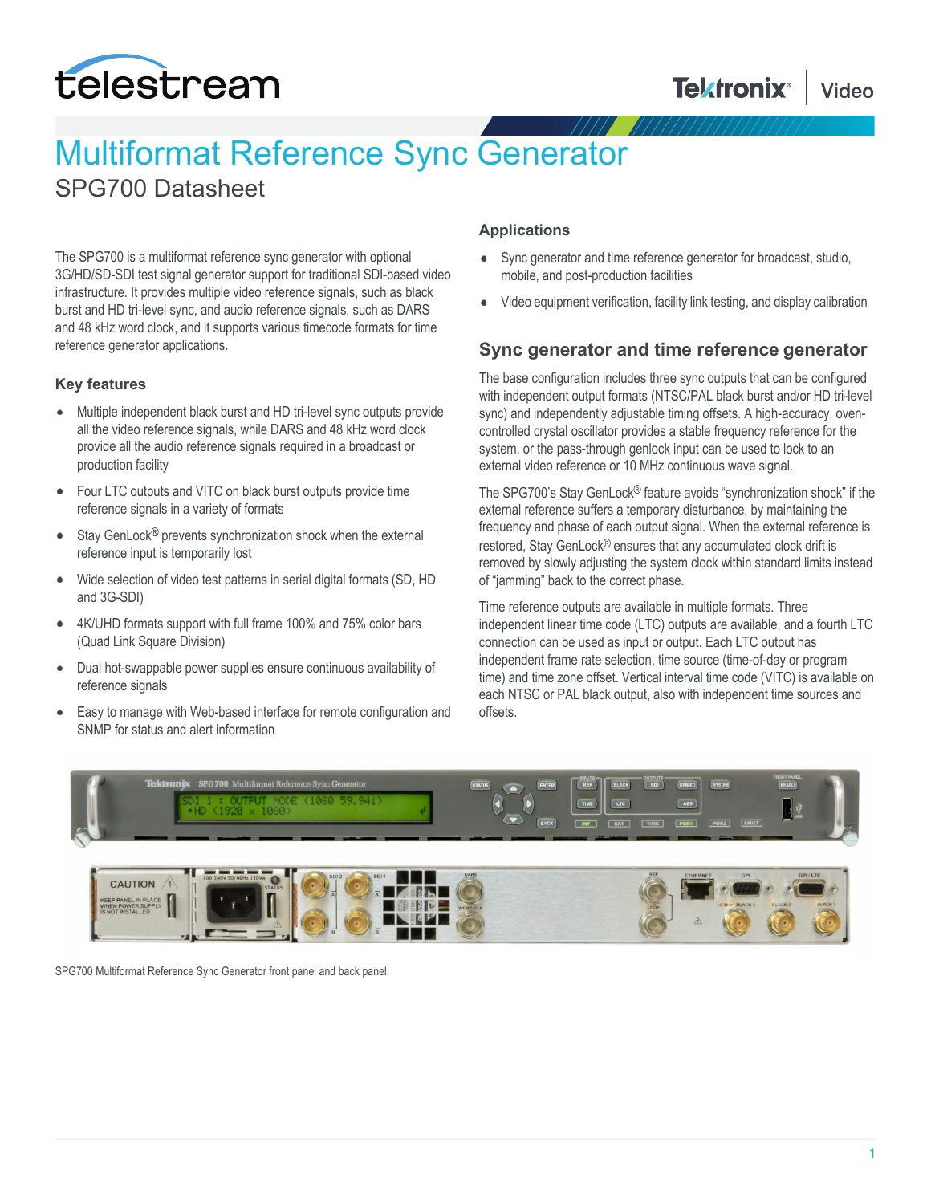# Multiformat Reference Sync Generator

## SPG700 Datasheet

The SPG700 is a multiformat reference sync generator with optional 3G/HD/SD-SDI test signal generator support for traditional SDI-based video infrastructure. It provides multiple video reference signals, such as black burst and HD tri-level sync, and audio reference signals, such as DARS and 48 kHz word clock, and it supports various timecode formats for time reference generator applications.

### Key features

- Multiple independent black burst and HD tri-level sync outputs provide all the video reference signals, while DARS and 48 kHz word clock provide all the audio reference signals required in a broadcast or production facility
- Four LTC outputs and VITC on black burst outputs provide time reference signals in a variety of formats
- Stay GenLock® prevents synchronization shock when the external reference input is temporarily lost
- Wide selection of video test patterns in serial digital formats (SD, HD and 3G-SDI)
- 4K/UHD formats support with full frame 100% and 75% color bars (Quad Link Square Division)
- Dual hot-swappable power supplies ensure continuous availability of reference signals
- Easy to manage with Web-based interface for remote configuration and SNMP for status and alert information

### Applications

- Sync generator and time reference generator for broadcast, studio, mobile, and post-production facilities
- Video equipment verification, facility link testing, and display calibration

### Sync generator and time reference generator

The base configuration includes three sync outputs that can be configured with independent output formats (NTSC/PAL black burst and/or HD tri-level sync) and independently adjustable timing offsets. A high-accuracy, oven-controlled crystal oscillator provides a stable frequency reference for the system, or the pass-through genlock input can be used to lock to an external video reference or 10 MHz continuous wave signal.

The SPG700's Stay GenLock® feature avoids "synchronization shock" if the external reference suffers a temporary disturbance, by maintaining the frequency and phase of each output signal. When the external reference is restored, Stay GenLock® ensures that any accumulated clock drift is removed by slowly adjusting the system clock within standard limits instead of "jamming" back to the correct phase.

Time reference outputs are available in multiple formats. Three independent linear time code (LTC) outputs are available, and a fourth LTC connection can be used as input or output. Each LTC output has independent frame rate selection, time source (time-of-day or program time) and time zone offset. Vertical interval time code (VITC) is available on each NTSC or PAL black output, also with independent time sources and offsets.

SPG700 Multiformat Reference Sync Generator front panel and back panel.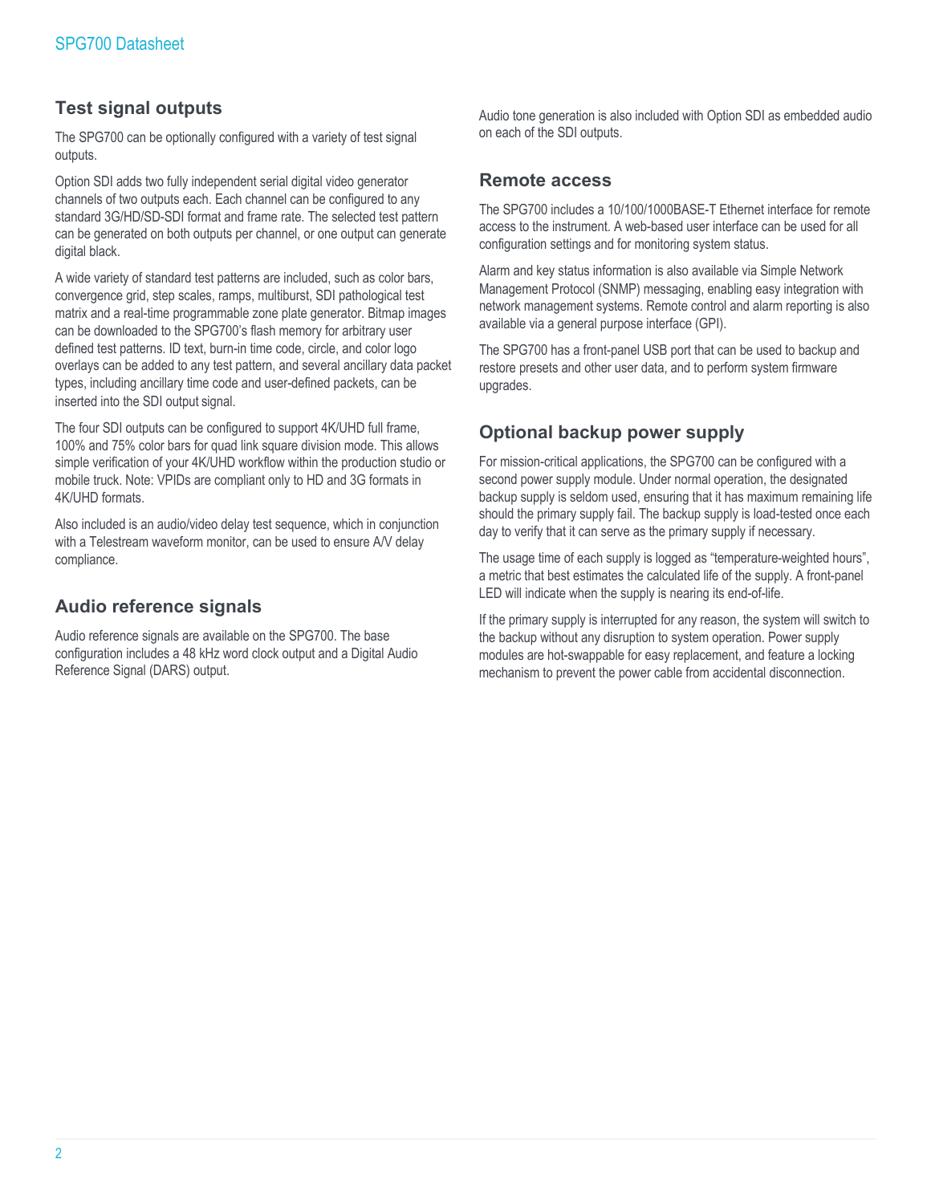## Test signal outputs

The SPG700 can be optionally configured with a variety of test signal outputs.

Option SDI adds two fully independent serial digital video generator channels of two outputs each. Each channel can be configured to any standard 3G/HD/SD-SDI format and frame rate. The selected test pattern can be generated on both outputs per channel, or one output can generate digital black.

A wide variety of standard test patterns are included, such as color bars, convergence grid, step scales, ramps, multiburst, SDI pathological test matrix and a real-time programmable zone plate generator. Bitmap images can be downloaded to the SPG700's flash memory for arbitrary user defined test patterns. ID text, burn-in time code, circle, and color logo overlays can be added to any test pattern, and several ancillary data packet types, including ancillary time code and user-defined packets, can be inserted into the SDI output signal.

The four SDI outputs can be configured to support 4K/UHD full frame, 100% and 75% color bars for quad link square division mode. This allows simple verification of your 4K/UHD workflow within the production studio or mobile truck. Note: VPIDs are compliant only to HD and 3G formats in 4K/UHD formats.

Also included is an audio/video delay test sequence, which in conjunction with a Telestream waveform monitor, can be used to ensure A/V delay compliance.

## Audio reference signals

Audio reference signals are available on the SPG700. The base configuration includes a 48 kHz word clock output and a Digital Audio Reference Signal (DARS) output.

Audio tone generation is also included with Option SDI as embedded audio on each of the SDI outputs.

## Remote access

The SPG700 includes a 10/100/1000BASE-T Ethernet interface for remote access to the instrument. A web-based user interface can be used for all configuration settings and for monitoring system status.

Alarm and key status information is also available via Simple Network Management Protocol (SNMP) messaging, enabling easy integration with network management systems. Remote control and alarm reporting is also available via a general purpose interface (GPI).

The SPG700 has a front-panel USB port that can be used to backup and restore presets and other user data, and to perform system firmware upgrades.

## Optional backup power supply

For mission-critical applications, the SPG700 can be configured with a second power supply module. Under normal operation, the designated backup supply is seldom used, ensuring that it has maximum remaining life should the primary supply fail. The backup supply is load-tested once each day to verify that it can serve as the primary supply if necessary.

The usage time of each supply is logged as "temperature-weighted hours", a metric that best estimates the calculated life of the supply. A front-panel LED will indicate when the supply is nearing its end-of-life.

If the primary supply is interrupted for any reason, the system will switch to the backup without any disruption to system operation. Power supply modules are hot-swappable for easy replacement, and feature a locking mechanism to prevent the power cable from accidental disconnection.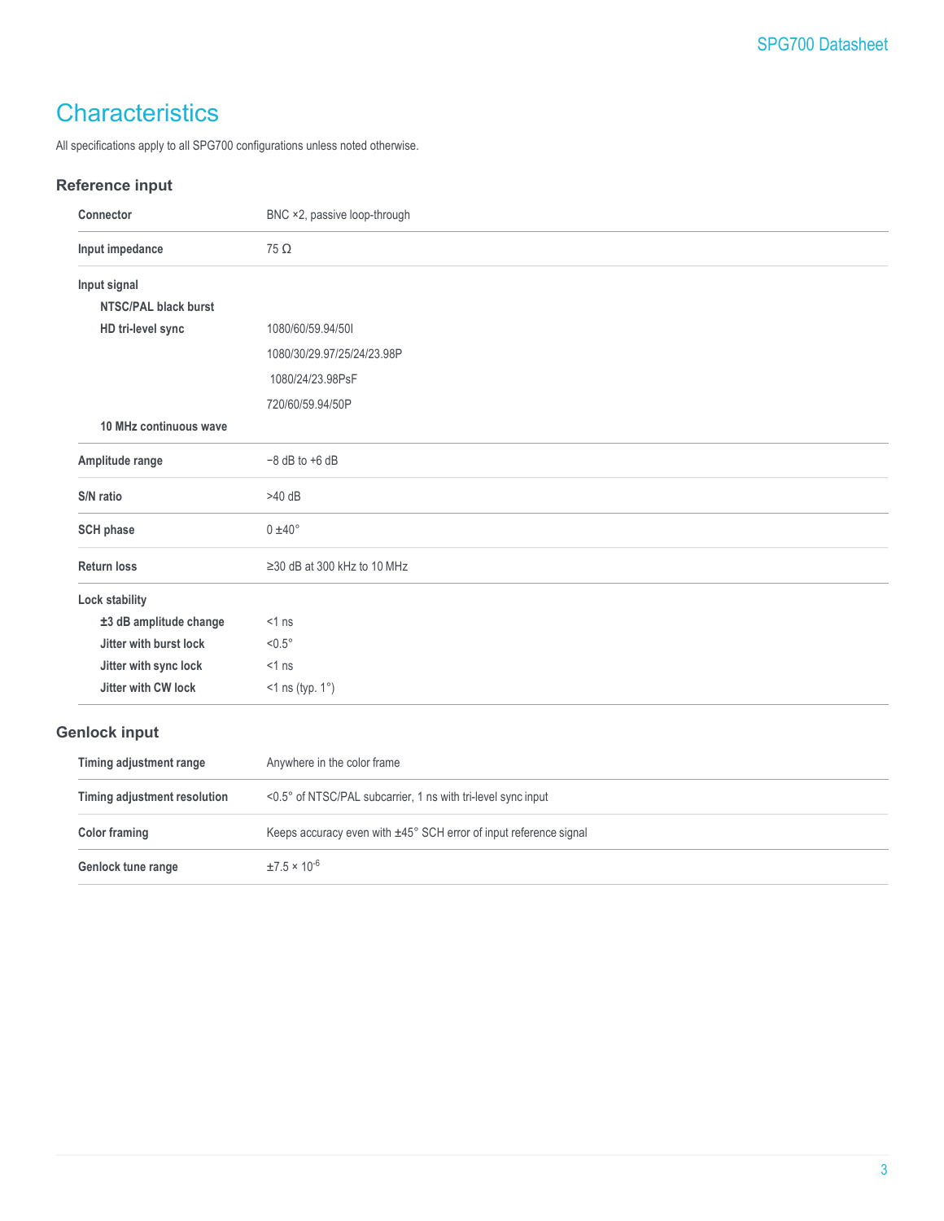# Characteristics

All specifications apply to all SPG700 configurations unless noted otherwise.

## Reference input

| | |
|---|---|
| **Connector** | BNC ×2, passive loop-through |
| **Input impedance** | 75 Ω |
| **Input signal** | |
| **NTSC/PAL black burst** | |
| **HD tri-level sync** | 1080/60/59.94/50I<br>1080/30/29.97/25/24/23.98P<br>1080/24/23.98PsF<br>720/60/59.94/50P |
| **10 MHz continuous wave** | |
| **Amplitude range** | −8 dB to +6 dB |
| **S/N ratio** | >40 dB |
| **SCH phase** | 0 ±40° |
| **Return loss** | ≥30 dB at 300 kHz to 10 MHz |
| **Lock stability** | |
| **±3 dB amplitude change** | <1 ns |
| **Jitter with burst lock** | <0.5° |
| **Jitter with sync lock** | <1 ns |
| **Jitter with CW lock** | <1 ns (typ. 1°) |

## Genlock input

| | |
|---|---|
| **Timing adjustment range** | Anywhere in the color frame |
| **Timing adjustment resolution** | <0.5° of NTSC/PAL subcarrier, 1 ns with tri-level sync input |
| **Color framing** | Keeps accuracy even with ±45° SCH error of input reference signal |
| **Genlock tune range** | $\pm 7.5 \times 10^{-6}$ |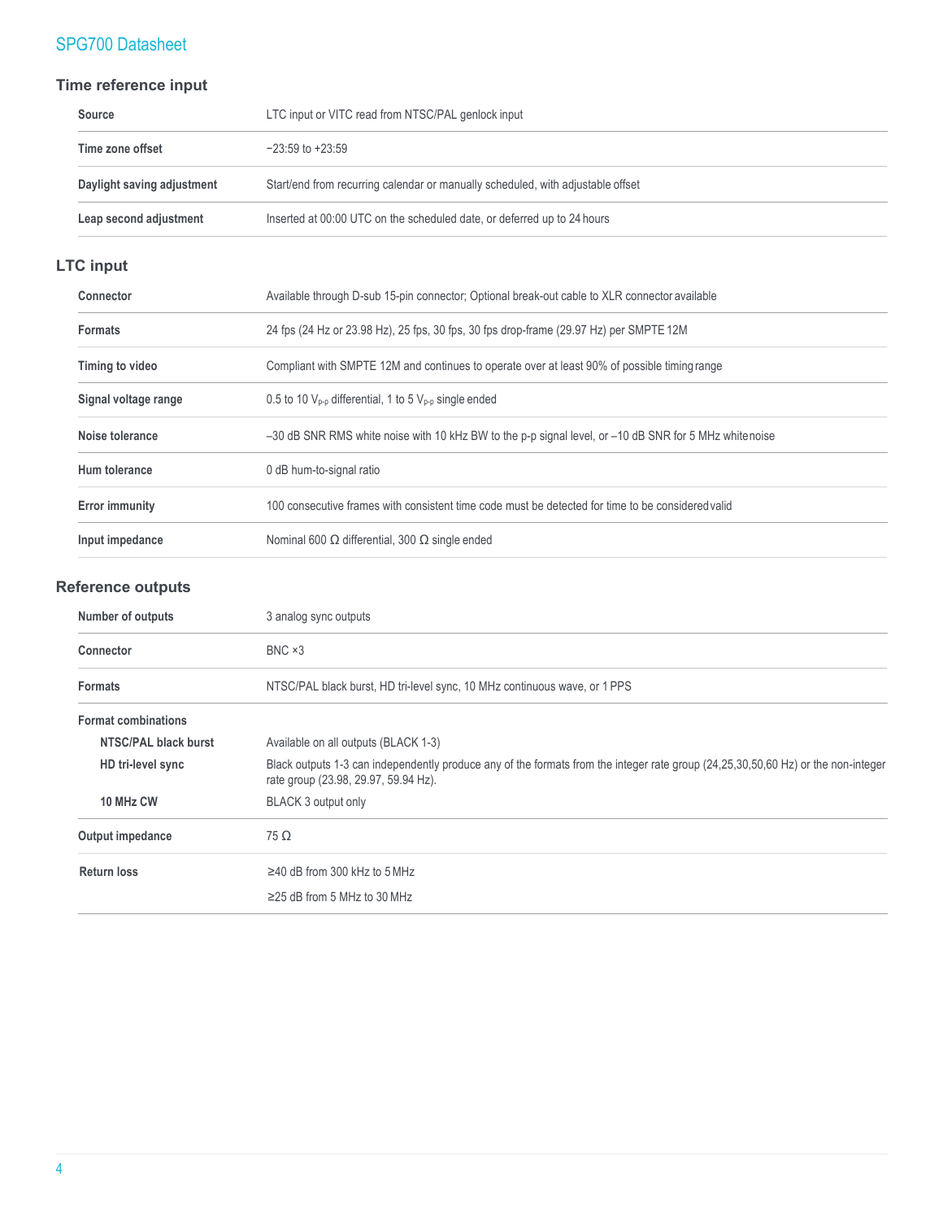## Time reference input

| | |
|---|---|
| **Source** | LTC input or VITC read from NTSC/PAL genlock input |
| **Time zone offset** | −23:59 to +23:59 |
| **Daylight saving adjustment** | Start/end from recurring calendar or manually scheduled, with adjustable offset |
| **Leap second adjustment** | Inserted at 00:00 UTC on the scheduled date, or deferred up to 24 hours |

## LTC input

| | |
|---|---|
| **Connector** | Available through D-sub 15-pin connector; Optional break-out cable to XLR connector available |
| **Formats** | 24 fps (24 Hz or 23.98 Hz), 25 fps, 30 fps, 30 fps drop-frame (29.97 Hz) per SMPTE 12M |
| **Timing to video** | Compliant with SMPTE 12M and continues to operate over at least 90% of possible timing range |
| **Signal voltage range** | 0.5 to 10 $V_{p-p}$ differential, 1 to 5 $V_{p-p}$ single ended |
| **Noise tolerance** | –30 dB SNR RMS white noise with 10 kHz BW to the p-p signal level, or –10 dB SNR for 5 MHz white noise |
| **Hum tolerance** | 0 dB hum-to-signal ratio |
| **Error immunity** | 100 consecutive frames with consistent time code must be detected for time to be considered valid |
| **Input impedance** | Nominal 600 Ω differential, 300 Ω single ended |

## Reference outputs

| | |
|---|---|
| **Number of outputs** | 3 analog sync outputs |
| **Connector** | BNC ×3 |
| **Formats** | NTSC/PAL black burst, HD tri-level sync, 10 MHz continuous wave, or 1 PPS |
| **Format combinations** | |
| **NTSC/PAL black burst** | Available on all outputs (BLACK 1-3) |
| **HD tri-level sync** | Black outputs 1-3 can independently produce any of the formats from the integer rate group (24,25,30,50,60 Hz) or the non-integer rate group (23.98, 29.97, 59.94 Hz). |
| **10 MHz CW** | BLACK 3 output only |
| **Output impedance** | 75 Ω |
| **Return loss** | ≥40 dB from 300 kHz to 5 MHz<br>≥25 dB from 5 MHz to 30 MHz |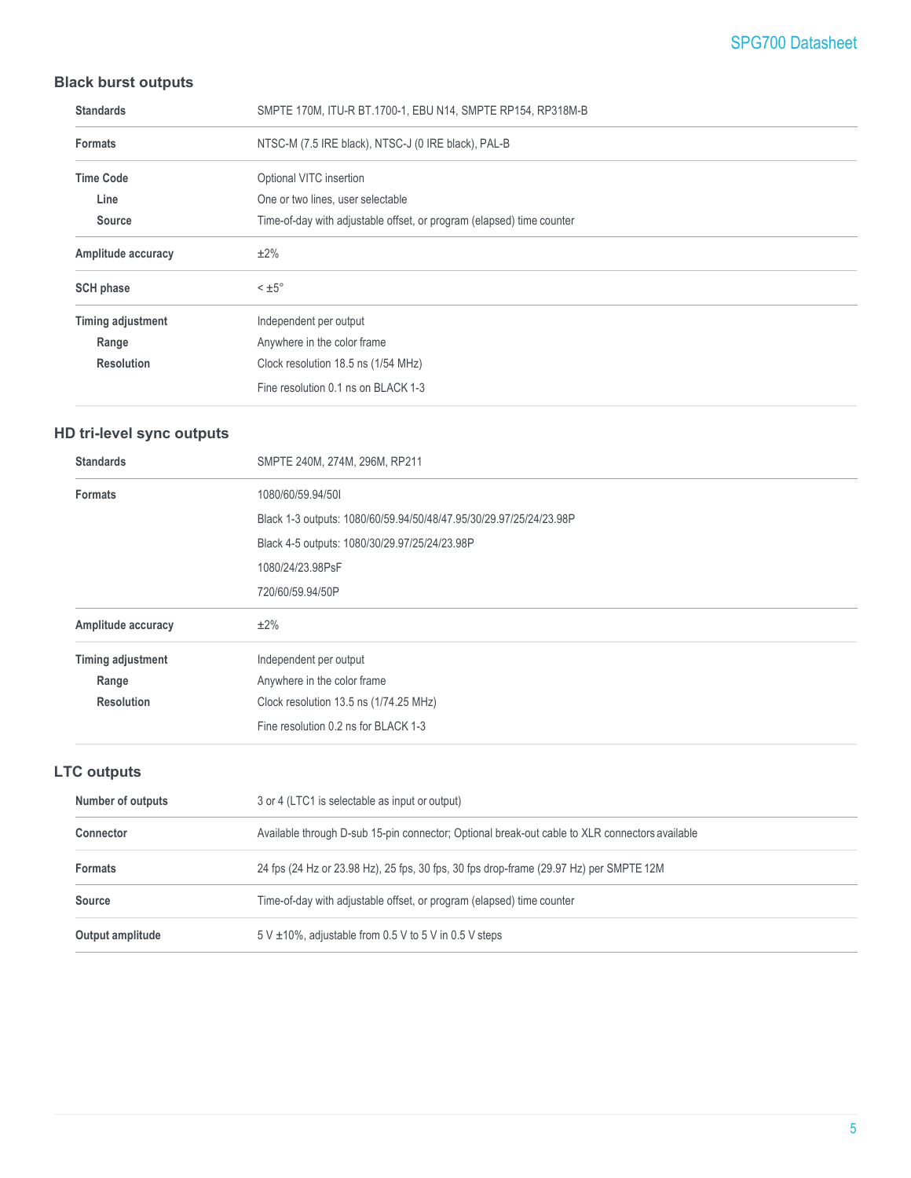## Black burst outputs

| | |
|---|---|
| **Standards** | SMPTE 170M, ITU-R BT.1700-1, EBU N14, SMPTE RP154, RP318M-B |
| **Formats** | NTSC-M (7.5 IRE black), NTSC-J (0 IRE black), PAL-B |
| **Time Code** | Optional VITC insertion |
| **Line** | One or two lines, user selectable |
| **Source** | Time-of-day with adjustable offset, or program (elapsed) time counter |
| **Amplitude accuracy** | ±2% |
| **SCH phase** | < ±5° |
| **Timing adjustment** | Independent per output |
| **Range** | Anywhere in the color frame |
| **Resolution** | Clock resolution 18.5 ns (1/54 MHz) |
| | Fine resolution 0.1 ns on BLACK 1-3 |

## HD tri-level sync outputs

| | |
|---|---|
| **Standards** | SMPTE 240M, 274M, 296M, RP211 |
| **Formats** | 1080/60/59.94/50I |
| | Black 1-3 outputs: 1080/60/59.94/50/48/47.95/30/29.97/25/24/23.98P |
| | Black 4-5 outputs: 1080/30/29.97/25/24/23.98P |
| | 1080/24/23.98PsF |
| | 720/60/59.94/50P |
| **Amplitude accuracy** | ±2% |
| **Timing adjustment** | Independent per output |
| **Range** | Anywhere in the color frame |
| **Resolution** | Clock resolution 13.5 ns (1/74.25 MHz) |
| | Fine resolution 0.2 ns for BLACK 1-3 |

## LTC outputs

| | |
|---|---|
| **Number of outputs** | 3 or 4 (LTC1 is selectable as input or output) |
| **Connector** | Available through D-sub 15-pin connector; Optional break-out cable to XLR connectors available |
| **Formats** | 24 fps (24 Hz or 23.98 Hz), 25 fps, 30 fps, 30 fps drop-frame (29.97 Hz) per SMPTE 12M |
| **Source** | Time-of-day with adjustable offset, or program (elapsed) time counter |
| **Output amplitude** | 5 V ±10%, adjustable from 0.5 V to 5 V in 0.5 V steps |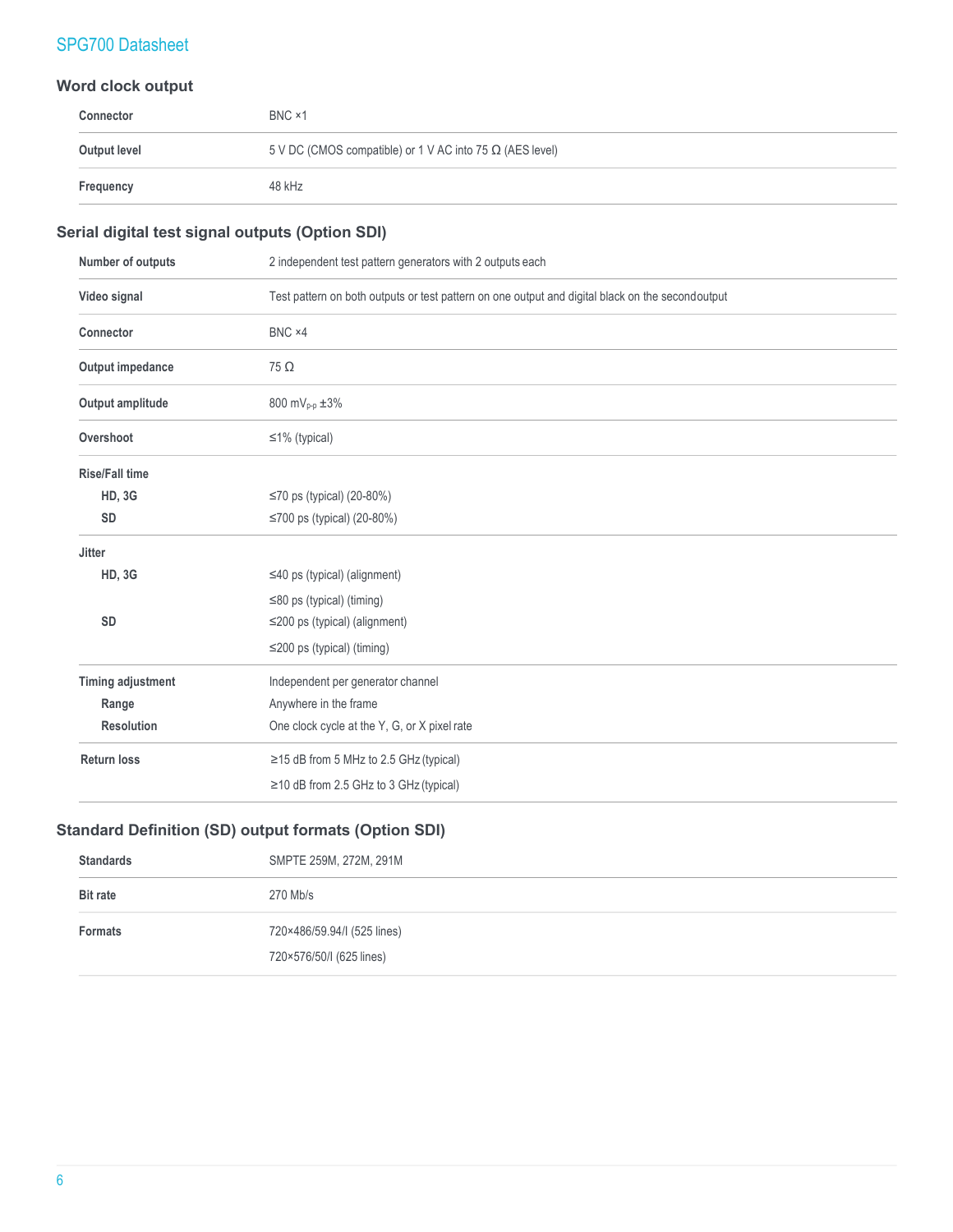## Word clock output

| | |
|---|---|
| **Connector** | BNC ×1 |
| **Output level** | 5 V DC (CMOS compatible) or 1 V AC into 75 Ω (AES level) |
| **Frequency** | 48 kHz |

## Serial digital test signal outputs (Option SDI)

| | |
|---|---|
| **Number of outputs** | 2 independent test pattern generators with 2 outputs each |
| **Video signal** | Test pattern on both outputs or test pattern on one output and digital black on the second output |
| **Connector** | BNC ×4 |
| **Output impedance** | 75 Ω |
| **Output amplitude** | 800 $mV_{p-p}$ ±3% |
| **Overshoot** | ≤1% (typical) |
| **Rise/Fall time** | |
| **HD, 3G** | ≤70 ps (typical) (20-80%) |
| **SD** | ≤700 ps (typical) (20-80%) |
| **Jitter** | |
| **HD, 3G** | ≤40 ps (typical) (alignment) |
| | ≤80 ps (typical) (timing) |
| **SD** | ≤200 ps (typical) (alignment) |
| | ≤200 ps (typical) (timing) |
| **Timing adjustment** | Independent per generator channel |
| **Range** | Anywhere in the frame |
| **Resolution** | One clock cycle at the Y, G, or X pixel rate |
| **Return loss** | ≥15 dB from 5 MHz to 2.5 GHz (typical) |
| | ≥10 dB from 2.5 GHz to 3 GHz (typical) |

## Standard Definition (SD) output formats (Option SDI)

| | |
|---|---|
| **Standards** | SMPTE 259M, 272M, 291M |
| **Bit rate** | 270 Mb/s |
| **Formats** | 720×486/59.94/I (525 lines) |
| | 720×576/50/I (625 lines) |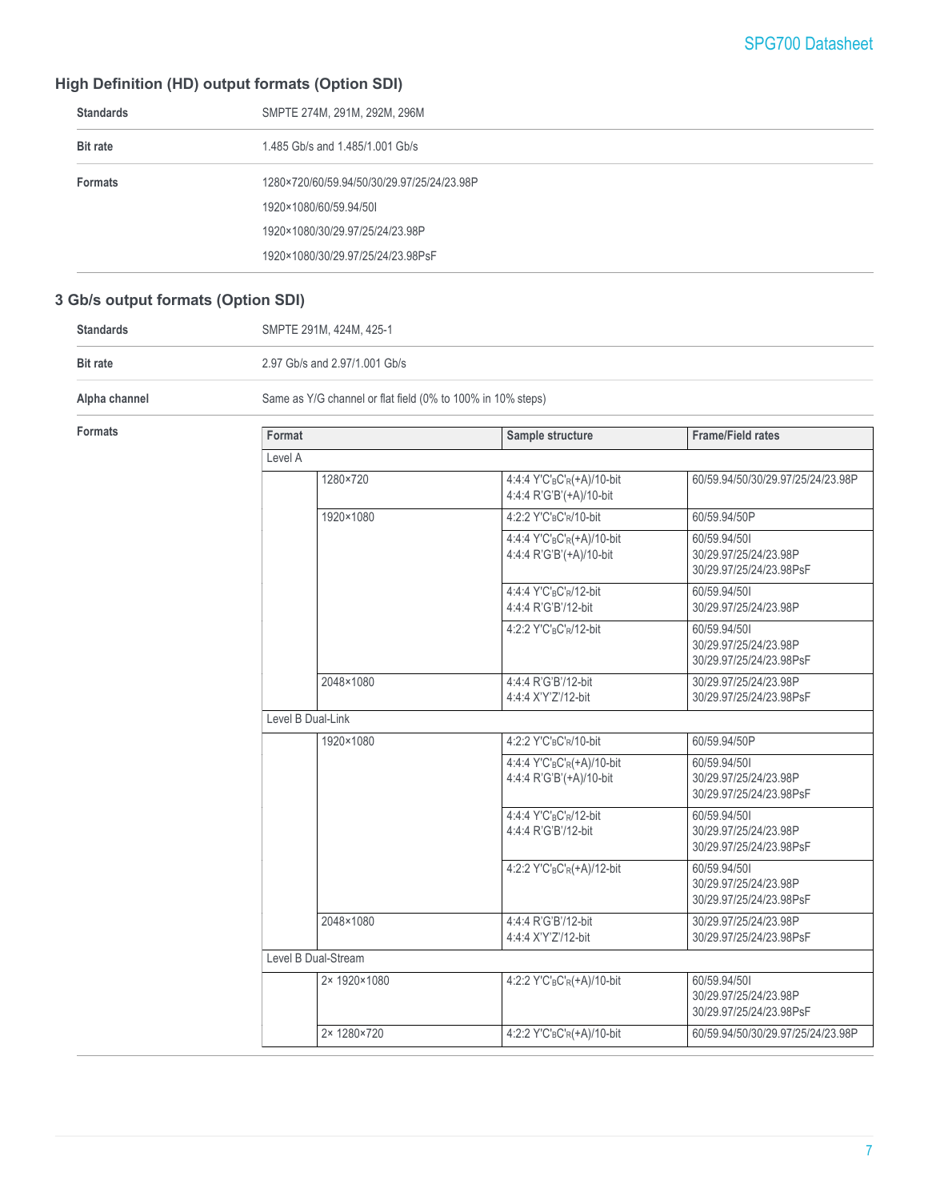## High Definition (HD) output formats (Option SDI)

| | |
|---|---|
| **Standards** | SMPTE 274M, 291M, 292M, 296M |
| **Bit rate** | 1.485 Gb/s and 1.485/1.001 Gb/s |
| **Formats** | 1280×720/60/59.94/50/30/29.97/25/24/23.98P<br>1920×1080/60/59.94/50I<br>1920×1080/30/29.97/25/24/23.98P<br>1920×1080/30/29.97/25/24/23.98PsF |

## 3 Gb/s output formats (Option SDI)

| | |
|---|---|
| **Standards** | SMPTE 291M, 424M, 425-1 |
| **Bit rate** | 2.97 Gb/s and 2.97/1.001 Gb/s |
| **Alpha channel** | Same as Y/G channel or flat field (0% to 100% in 10% steps) |

**Formats**

| Format | | Sample structure | Frame/Field rates |
|---|---|---|---|
| Level A | | | |
| | 1280×720 | 4:4:4 Y'C'BC'R(+A)/10-bit<br>4:4:4 R'G'B'(+A)/10-bit | 60/59.94/50/30/29.97/25/24/23.98P |
| | 1920×1080 | 4:2:2 Y'C'BC'R/10-bit | 60/59.94/50P |
| | | 4:4:4 Y'C'BC'R(+A)/10-bit<br>4:4:4 R'G'B'(+A)/10-bit | 60/59.94/50I<br>30/29.97/25/24/23.98P<br>30/29.97/25/24/23.98PsF |
| | | 4:4:4 Y'C'BC'R/12-bit<br>4:4:4 R'G'B'/12-bit | 60/59.94/50I<br>30/29.97/25/24/23.98P |
| | | 4:2:2 Y'C'BC'R/12-bit | 60/59.94/50I<br>30/29.97/25/24/23.98P<br>30/29.97/25/24/23.98PsF |
| | 2048×1080 | 4:4:4 R'G'B'/12-bit<br>4:4:4 X'Y'Z'/12-bit | 30/29.97/25/24/23.98P<br>30/29.97/25/24/23.98PsF |
| Level B Dual-Link | | | |
| | 1920×1080 | 4:2:2 Y'C'BC'R/10-bit | 60/59.94/50P |
| | | 4:4:4 Y'C'BC'R(+A)/10-bit<br>4:4:4 R'G'B'(+A)/10-bit | 60/59.94/50I<br>30/29.97/25/24/23.98P<br>30/29.97/25/24/23.98PsF |
| | | 4:4:4 Y'C'BC'R/12-bit<br>4:4:4 R'G'B'/12-bit | 60/59.94/50I<br>30/29.97/25/24/23.98P<br>30/29.97/25/24/23.98PsF |
| | | 4:2:2 Y'C'BC'R(+A)/12-bit | 60/59.94/50I<br>30/29.97/25/24/23.98P<br>30/29.97/25/24/23.98PsF |
| | 2048×1080 | 4:4:4 R'G'B'/12-bit<br>4:4:4 X'Y'Z'/12-bit | 30/29.97/25/24/23.98P<br>30/29.97/25/24/23.98PsF |
| Level B Dual-Stream | | | |
| | 2× 1920×1080 | 4:2:2 Y'C'BC'R(+A)/10-bit | 60/59.94/50I<br>30/29.97/25/24/23.98P<br>30/29.97/25/24/23.98PsF |
| | 2× 1280×720 | 4:2:2 Y'C'BC'R(+A)/10-bit | 60/59.94/50/30/29.97/25/24/23.98P |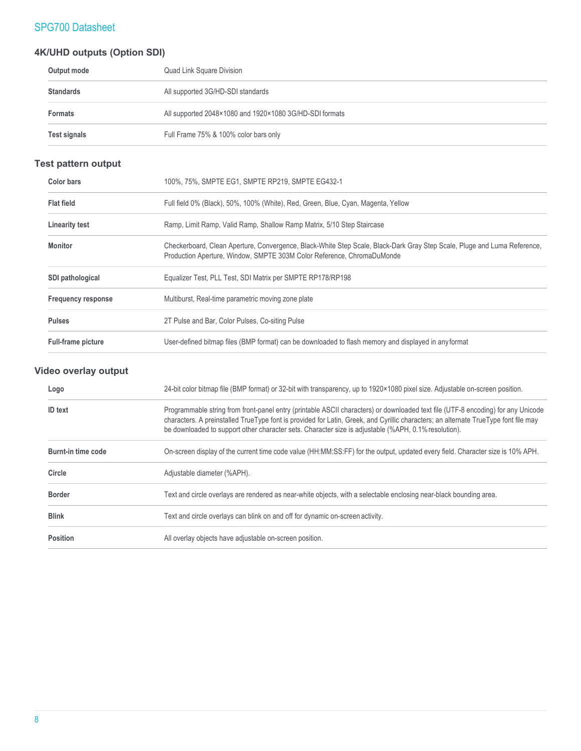## 4K/UHD outputs (Option SDI)

| | |
|---|---|
| **Output mode** | Quad Link Square Division |
| **Standards** | All supported 3G/HD-SDI standards |
| **Formats** | All supported 2048×1080 and 1920×1080 3G/HD-SDI formats |
| **Test signals** | Full Frame 75% & 100% color bars only |

## Test pattern output

| | |
|---|---|
| **Color bars** | 100%, 75%, SMPTE EG1, SMPTE RP219, SMPTE EG432-1 |
| **Flat field** | Full field 0% (Black), 50%, 100% (White), Red, Green, Blue, Cyan, Magenta, Yellow |
| **Linearity test** | Ramp, Limit Ramp, Valid Ramp, Shallow Ramp Matrix, 5/10 Step Staircase |
| **Monitor** | Checkerboard, Clean Aperture, Convergence, Black-White Step Scale, Black-Dark Gray Step Scale, Pluge and Luma Reference, Production Aperture, Window, SMPTE 303M Color Reference, ChromaDuMonde |
| **SDI pathological** | Equalizer Test, PLL Test, SDI Matrix per SMPTE RP178/RP198 |
| **Frequency response** | Multiburst, Real-time parametric moving zone plate |
| **Pulses** | 2T Pulse and Bar, Color Pulses, Co-siting Pulse |
| **Full-frame picture** | User-defined bitmap files (BMP format) can be downloaded to flash memory and displayed in any format |

## Video overlay output

| | |
|---|---|
| **Logo** | 24-bit color bitmap file (BMP format) or 32-bit with transparency, up to 1920×1080 pixel size. Adjustable on-screen position. |
| **ID text** | Programmable string from front-panel entry (printable ASCII characters) or downloaded text file (UTF-8 encoding) for any Unicode characters. A preinstalled TrueType font is provided for Latin, Greek, and Cyrillic characters; an alternate TrueType font file may be downloaded to support other character sets. Character size is adjustable (%APH, 0.1% resolution). |
| **Burnt-in time code** | On-screen display of the current time code value (HH:MM:SS:FF) for the output, updated every field. Character size is 10% APH. |
| **Circle** | Adjustable diameter (%APH). |
| **Border** | Text and circle overlays are rendered as near-white objects, with a selectable enclosing near-black bounding area. |
| **Blink** | Text and circle overlays can blink on and off for dynamic on-screen activity. |
| **Position** | All overlay objects have adjustable on-screen position. |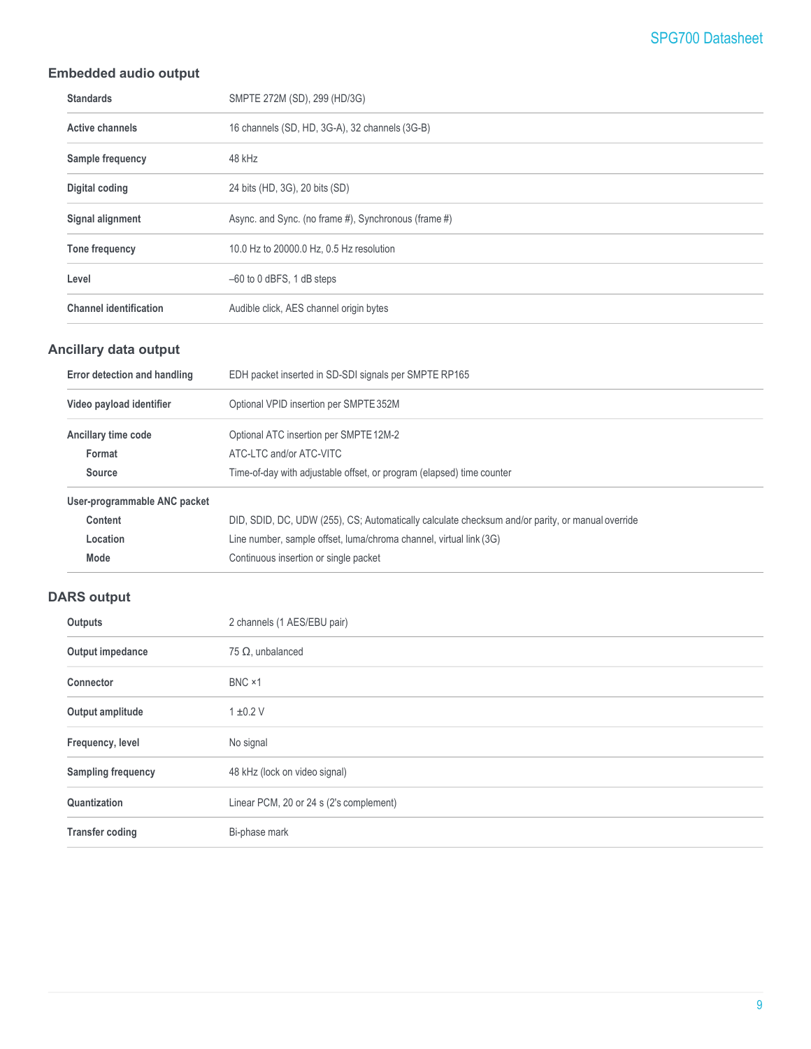## Embedded audio output

| | |
|---|---|
| **Standards** | SMPTE 272M (SD), 299 (HD/3G) |
| **Active channels** | 16 channels (SD, HD, 3G-A), 32 channels (3G-B) |
| **Sample frequency** | 48 kHz |
| **Digital coding** | 24 bits (HD, 3G), 20 bits (SD) |
| **Signal alignment** | Async. and Sync. (no frame #), Synchronous (frame #) |
| **Tone frequency** | 10.0 Hz to 20000.0 Hz, 0.5 Hz resolution |
| **Level** | –60 to 0 dBFS, 1 dB steps |
| **Channel identification** | Audible click, AES channel origin bytes |

## Ancillary data output

| | |
|---|---|
| **Error detection and handling** | EDH packet inserted in SD-SDI signals per SMPTE RP165 |
| **Video payload identifier** | Optional VPID insertion per SMPTE 352M |
| **Ancillary time code** | Optional ATC insertion per SMPTE 12M-2 |
| **Format** | ATC-LTC and/or ATC-VITC |
| **Source** | Time-of-day with adjustable offset, or program (elapsed) time counter |
| **User-programmable ANC packet** | |
| **Content** | DID, SDID, DC, UDW (255), CS; Automatically calculate checksum and/or parity, or manual override |
| **Location** | Line number, sample offset, luma/chroma channel, virtual link (3G) |
| **Mode** | Continuous insertion or single packet |

## DARS output

| | |
|---|---|
| **Outputs** | 2 channels (1 AES/EBU pair) |
| **Output impedance** | 75 Ω, unbalanced |
| **Connector** | BNC ×1 |
| **Output amplitude** | 1 ±0.2 V |
| **Frequency, level** | No signal |
| **Sampling frequency** | 48 kHz (lock on video signal) |
| **Quantization** | Linear PCM, 20 or 24 s (2's complement) |
| **Transfer coding** | Bi-phase mark |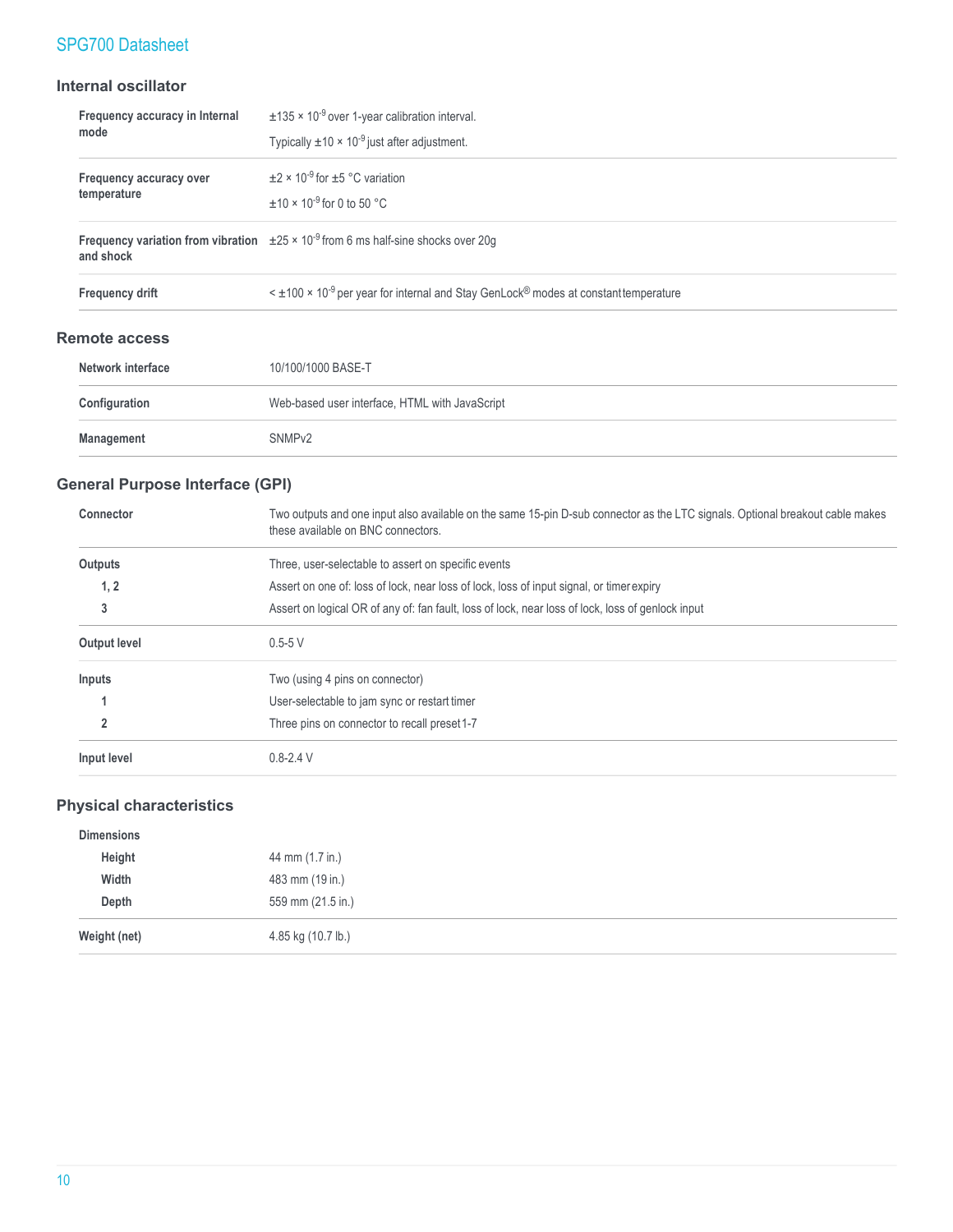## Internal oscillator

| | |
|---|---|
| **Frequency accuracy in Internal mode** | $\pm 135 \times 10^{-9}$ over 1-year calibration interval.<br>Typically $\pm 10 \times 10^{-9}$ just after adjustment. |
| **Frequency accuracy over temperature** | $\pm 2 \times 10^{-9}$ for ±5 °C variation<br>$\pm 10 \times 10^{-9}$ for 0 to 50 °C |
| **Frequency variation from vibration and shock** | $\pm 25 \times 10^{-9}$ from 6 ms half-sine shocks over 20g |
| **Frequency drift** | $< \pm 100 \times 10^{-9}$ per year for internal and Stay GenLock® modes at constant temperature |

## Remote access

| | |
|---|---|
| **Network interface** | 10/100/1000 BASE-T |
| **Configuration** | Web-based user interface, HTML with JavaScript |
| **Management** | SNMPv2 |

## General Purpose Interface (GPI)

| | |
|---|---|
| **Connector** | Two outputs and one input also available on the same 15-pin D-sub connector as the LTC signals. Optional breakout cable makes these available on BNC connectors. |
| **Outputs** | Three, user-selectable to assert on specific events |
| **1, 2** | Assert on one of: loss of lock, near loss of lock, loss of input signal, or timer expiry |
| **3** | Assert on logical OR of any of: fan fault, loss of lock, near loss of lock, loss of genlock input |
| **Output level** | 0.5-5 V |
| **Inputs** | Two (using 4 pins on connector) |
| **1** | User-selectable to jam sync or restart timer |
| **2** | Three pins on connector to recall preset 1-7 |
| **Input level** | 0.8-2.4 V |

## Physical characteristics

| | |
|---|---|
| **Dimensions** | |
| **Height** | 44 mm (1.7 in.) |
| **Width** | 483 mm (19 in.) |
| **Depth** | 559 mm (21.5 in.) |
| **Weight (net)** | 4.85 kg (10.7 lb.) |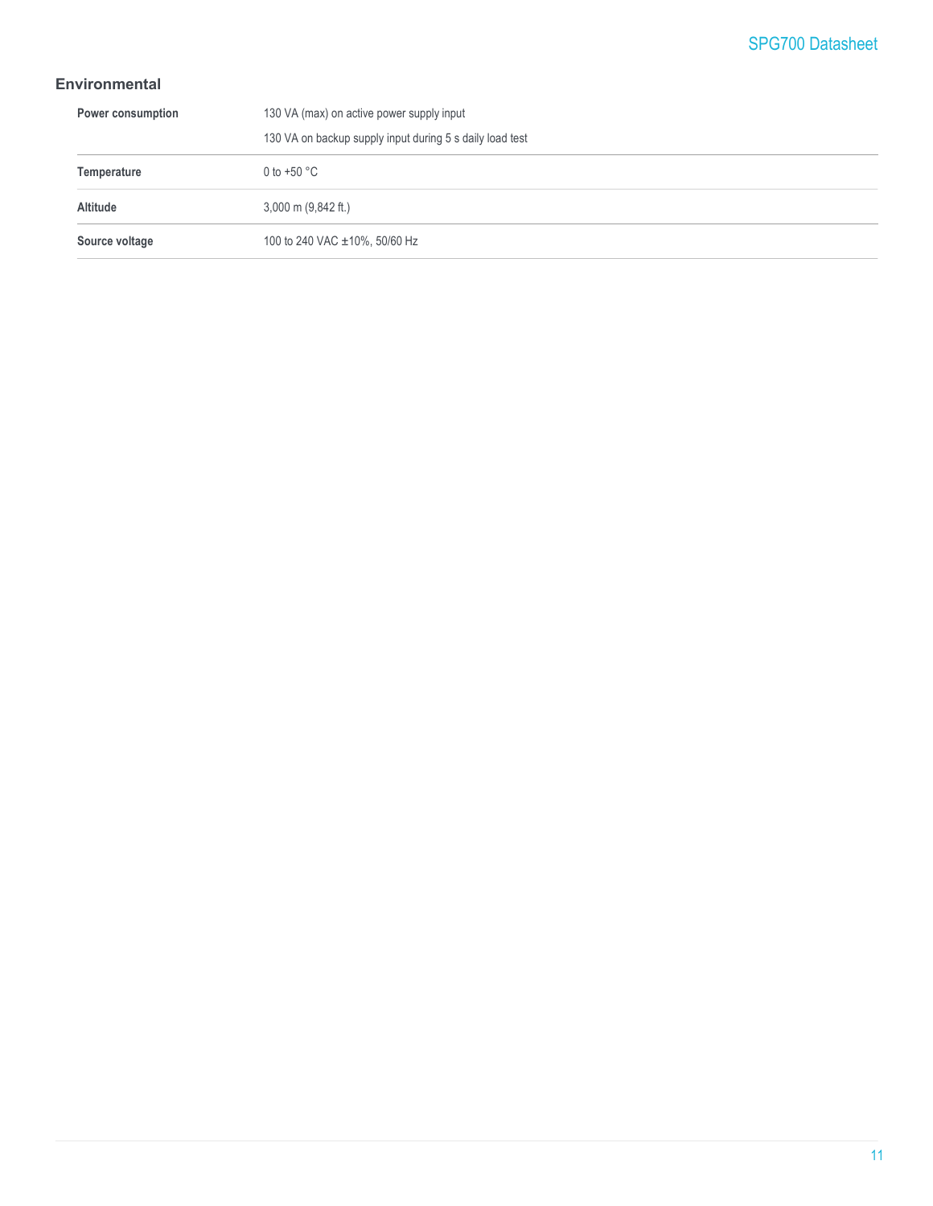### Environmental

| | |
|---|---|
| **Power consumption** | 130 VA (max) on active power supply input<br>130 VA on backup supply input during 5 s daily load test |
| **Temperature** | 0 to +50 °C |
| **Altitude** | 3,000 m (9,842 ft.) |
| **Source voltage** | 100 to 240 VAC ±10%, 50/60 Hz |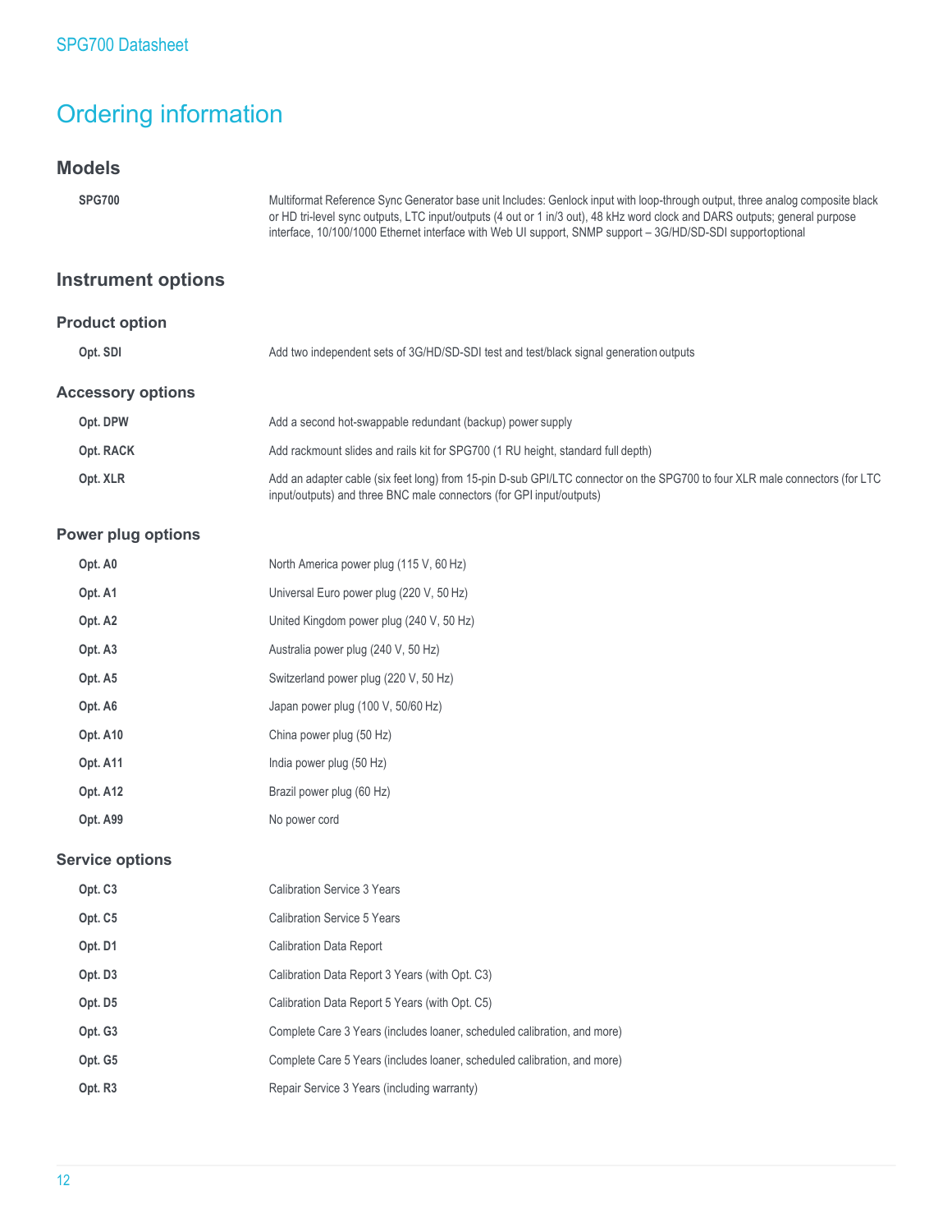# Ordering information

## Models

| | |
|---|---|
| **SPG700** | Multiformat Reference Sync Generator base unit Includes: Genlock input with loop-through output, three analog composite black or HD tri-level sync outputs, LTC input/outputs (4 out or 1 in/3 out), 48 kHz word clock and DARS outputs; general purpose interface, 10/100/1000 Ethernet interface with Web UI support, SNMP support – 3G/HD/SD-SDI support optional |

## Instrument options

### Product option

| | |
|---|---|
| **Opt. SDI** | Add two independent sets of 3G/HD/SD-SDI test and test/black signal generation outputs |

### Accessory options

| | |
|---|---|
| **Opt. DPW** | Add a second hot-swappable redundant (backup) power supply |
| **Opt. RACK** | Add rackmount slides and rails kit for SPG700 (1 RU height, standard full depth) |
| **Opt. XLR** | Add an adapter cable (six feet long) from 15-pin D-sub GPI/LTC connector on the SPG700 to four XLR male connectors (for LTC input/outputs) and three BNC male connectors (for GPI input/outputs) |

### Power plug options

| | |
|---|---|
| **Opt. A0** | North America power plug (115 V, 60 Hz) |
| **Opt. A1** | Universal Euro power plug (220 V, 50 Hz) |
| **Opt. A2** | United Kingdom power plug (240 V, 50 Hz) |
| **Opt. A3** | Australia power plug (240 V, 50 Hz) |
| **Opt. A5** | Switzerland power plug (220 V, 50 Hz) |
| **Opt. A6** | Japan power plug (100 V, 50/60 Hz) |
| **Opt. A10** | China power plug (50 Hz) |
| **Opt. A11** | India power plug (50 Hz) |
| **Opt. A12** | Brazil power plug (60 Hz) |
| **Opt. A99** | No power cord |

### Service options

| | |
|---|---|
| **Opt. C3** | Calibration Service 3 Years |
| **Opt. C5** | Calibration Service 5 Years |
| **Opt. D1** | Calibration Data Report |
| **Opt. D3** | Calibration Data Report 3 Years (with Opt. C3) |
| **Opt. D5** | Calibration Data Report 5 Years (with Opt. C5) |
| **Opt. G3** | Complete Care 3 Years (includes loaner, scheduled calibration, and more) |
| **Opt. G5** | Complete Care 5 Years (includes loaner, scheduled calibration, and more) |
| **Opt. R3** | Repair Service 3 Years (including warranty) |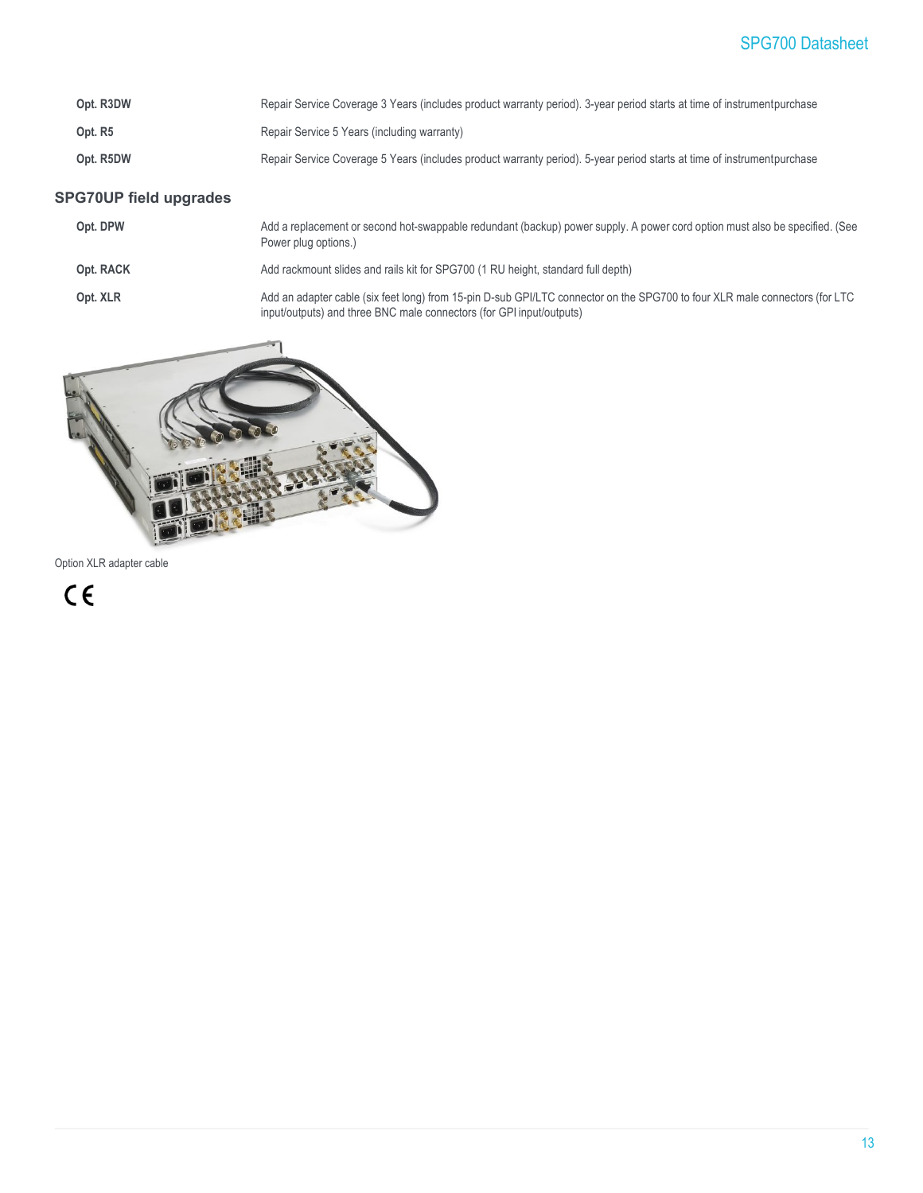| | |
|---|---|
| **Opt. R3DW** | Repair Service Coverage 3 Years (includes product warranty period). 3-year period starts at time of instrumentpurchase |
| **Opt. R5** | Repair Service 5 Years (including warranty) |
| **Opt. R5DW** | Repair Service Coverage 5 Years (includes product warranty period). 5-year period starts at time of instrumentpurchase |

### SPG70UP field upgrades

| | |
|---|---|
| **Opt. DPW** | Add a replacement or second hot-swappable redundant (backup) power supply. A power cord option must also be specified. (See Power plug options.) |
| **Opt. RACK** | Add rackmount slides and rails kit for SPG700 (1 RU height, standard full depth) |
| **Opt. XLR** | Add an adapter cable (six feet long) from 15-pin D-sub GPI/LTC connector on the SPG700 to four XLR male connectors (for LTC input/outputs) and three BNC male connectors (for GPI input/outputs) |

Option XLR adapter cable

CE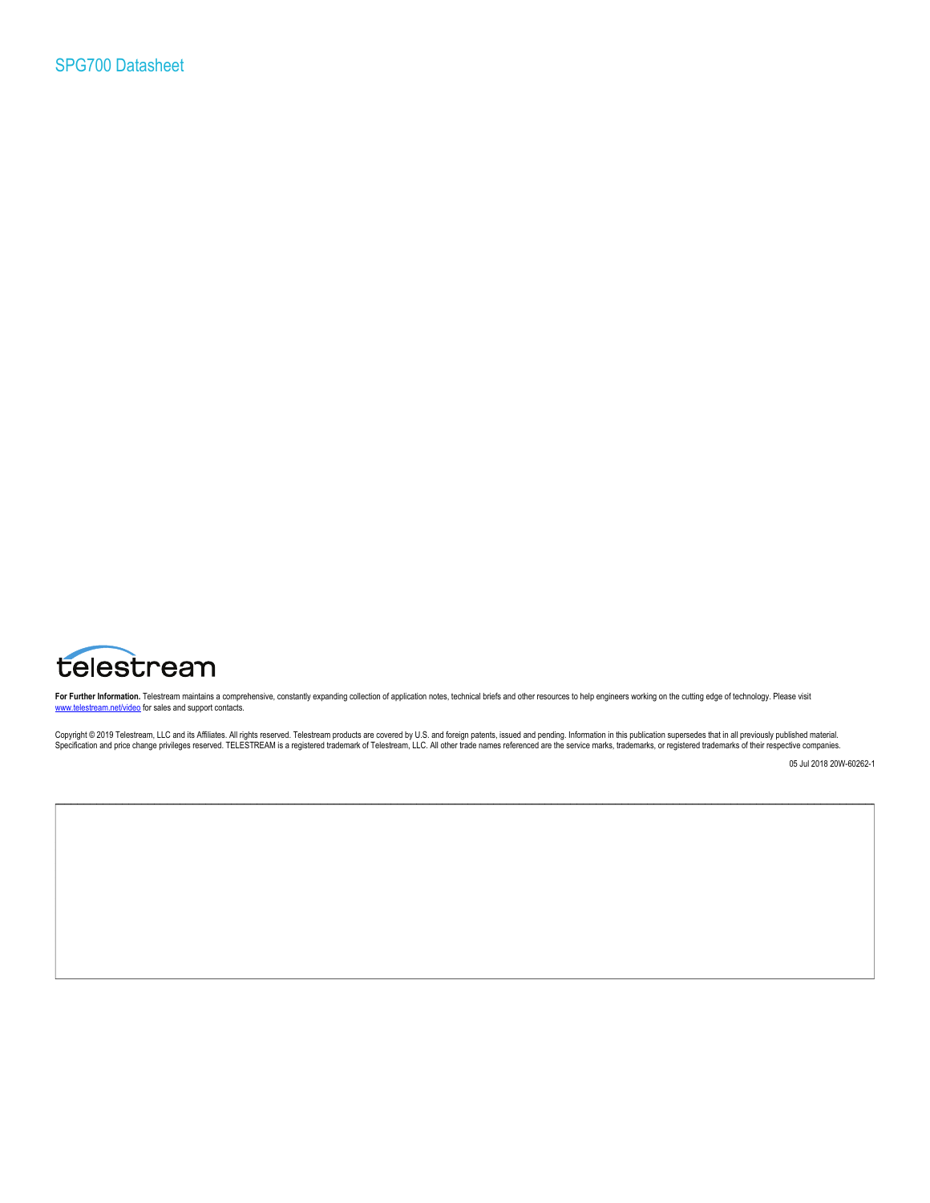telestream

**For Further Information.** Telestream maintains a comprehensive, constantly expanding collection of application notes, technical briefs and other resources to help engineers working on the cutting edge of technology. Please visit www.telestream.net/video for sales and support contacts.

Copyright © 2019 Telestream, LLC and its Affiliates. All rights reserved. Telestream products are covered by U.S. and foreign patents, issued and pending. Information in this publication supersedes that in all previously published material. Specification and price change privileges reserved. TELESTREAM is a registered trademark of Telestream, LLC. All other trade names referenced are the service marks, trademarks, or registered trademarks of their respective companies.

05 Jul 2018 20W-60262-1